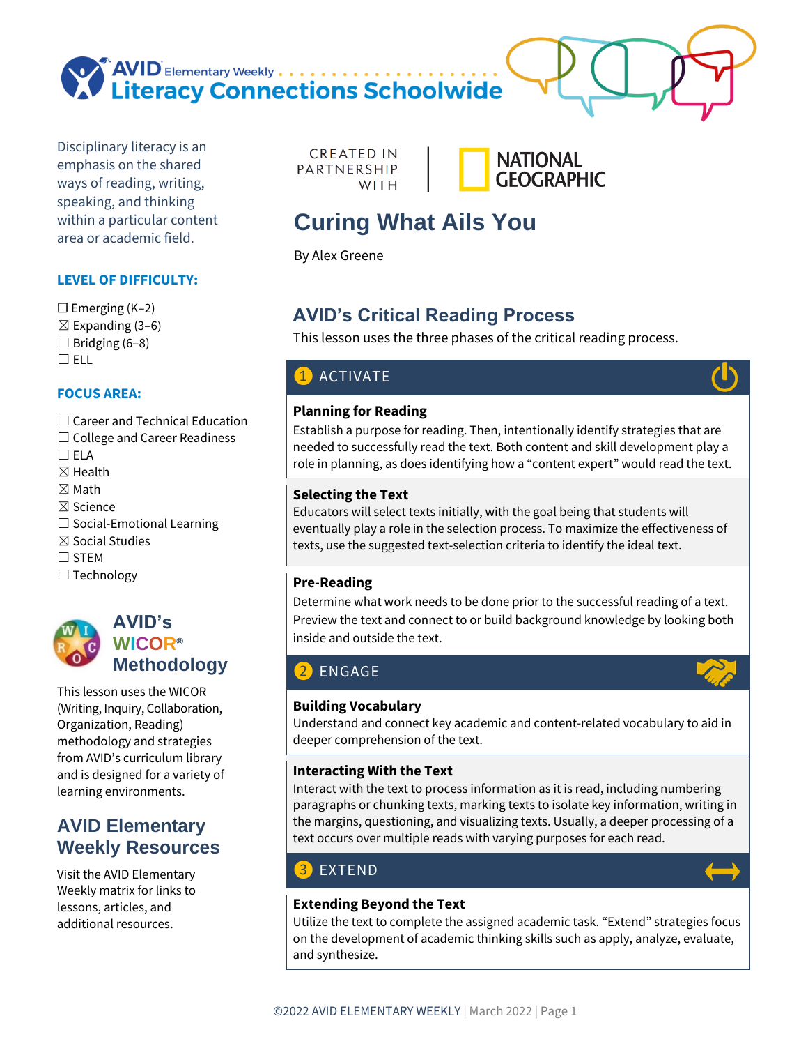# AVID Elementary Weekly — Literacy Connections Schoolwide

Disciplinary literacy is an emphasis on the shared ways of reading, writing, speaking, and thinking within a particular content area or academic field.

**LEVEL OF DIFFICULTY:**

☐ Emerging (K–2)
☒ Expanding (3–6)
☐ Bridging (6–8)
☐ ELL

**FOCUS AREA:**

☐ Career and Technical Education
☐ College and Career Readiness
☐ ELA
☒ Health
☒ Math
☒ Science
☐ Social-Emotional Learning
☒ Social Studies
☐ STEM
☐ Technology

## AVID's WICOR® Methodology

This lesson uses the WICOR (Writing, Inquiry, Collaboration, Organization, Reading) methodology and strategies from AVID's curriculum library and is designed for a variety of learning environments.

## AVID Elementary Weekly Resources

Visit the AVID Elementary Weekly matrix for links to lessons, articles, and additional resources.

CREATED IN PARTNERSHIP WITH NATIONAL GEOGRAPHIC

# Curing What Ails You

By Alex Greene

## AVID's Critical Reading Process

This lesson uses the three phases of the critical reading process.

### 1 ACTIVATE

**Planning for Reading**
Establish a purpose for reading. Then, intentionally identify strategies that are needed to successfully read the text. Both content and skill development play a role in planning, as does identifying how a "content expert" would read the text.

**Selecting the Text**
Educators will select texts initially, with the goal being that students will eventually play a role in the selection process. To maximize the effectiveness of texts, use the suggested text-selection criteria to identify the ideal text.

**Pre-Reading**
Determine what work needs to be done prior to the successful reading of a text. Preview the text and connect to or build background knowledge by looking both inside and outside the text.

### 2 ENGAGE

**Building Vocabulary**
Understand and connect key academic and content-related vocabulary to aid in deeper comprehension of the text.

**Interacting With the Text**
Interact with the text to process information as it is read, including numbering paragraphs or chunking texts, marking texts to isolate key information, writing in the margins, questioning, and visualizing texts. Usually, a deeper processing of a text occurs over multiple reads with varying purposes for each read.

### 3 EXTEND

**Extending Beyond the Text**
Utilize the text to complete the assigned academic task. "Extend" strategies focus on the development of academic thinking skills such as apply, analyze, evaluate, and synthesize.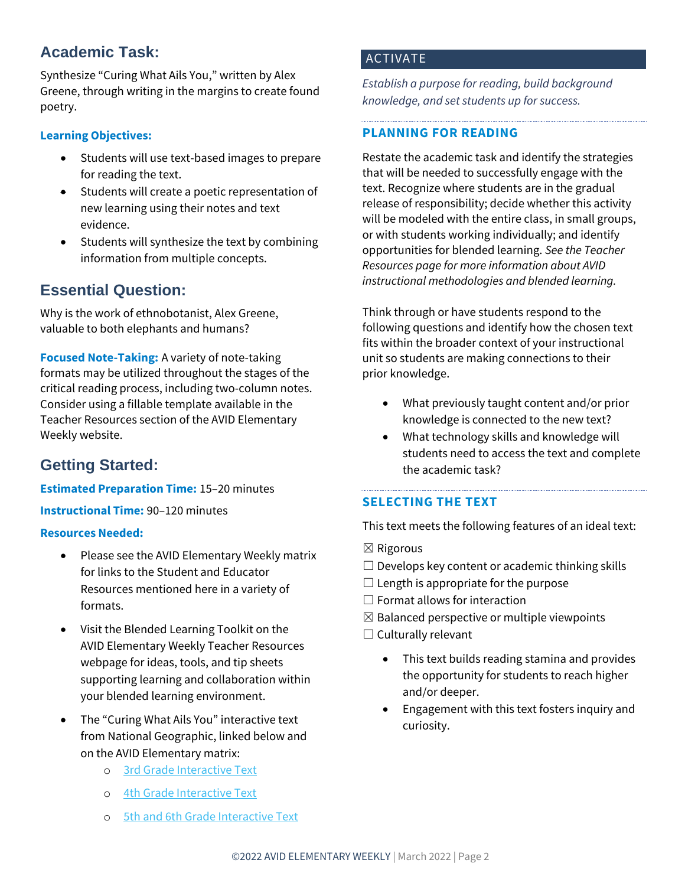## Academic Task:

Synthesize "Curing What Ails You," written by Alex Greene, through writing in the margins to create found poetry.

**Learning Objectives:**

- Students will use text-based images to prepare for reading the text.
- Students will create a poetic representation of new learning using their notes and text evidence.
- Students will synthesize the text by combining information from multiple concepts.

## Essential Question:

Why is the work of ethnobotanist, Alex Greene, valuable to both elephants and humans?

**Focused Note-Taking:** A variety of note-taking formats may be utilized throughout the stages of the critical reading process, including two-column notes. Consider using a fillable template available in the Teacher Resources section of the AVID Elementary Weekly website.

## Getting Started:

**Estimated Preparation Time:** 15–20 minutes

**Instructional Time:** 90–120 minutes

**Resources Needed:**

- Please see the AVID Elementary Weekly matrix for links to the Student and Educator Resources mentioned here in a variety of formats.
- Visit the Blended Learning Toolkit on the AVID Elementary Weekly Teacher Resources webpage for ideas, tools, and tip sheets supporting learning and collaboration within your blended learning environment.
- The "Curing What Ails You" interactive text from National Geographic, linked below and on the AVID Elementary matrix:
  - 3rd Grade Interactive Text
  - 4th Grade Interactive Text
  - 5th and 6th Grade Interactive Text

## ACTIVATE

*Establish a purpose for reading, build background knowledge, and set students up for success.*

### PLANNING FOR READING

Restate the academic task and identify the strategies that will be needed to successfully engage with the text. Recognize where students are in the gradual release of responsibility; decide whether this activity will be modeled with the entire class, in small groups, or with students working individually; and identify opportunities for blended learning. *See the Teacher Resources page for more information about AVID instructional methodologies and blended learning.*

Think through or have students respond to the following questions and identify how the chosen text fits within the broader context of your instructional unit so students are making connections to their prior knowledge.

- What previously taught content and/or prior knowledge is connected to the new text?
- What technology skills and knowledge will students need to access the text and complete the academic task?

### SELECTING THE TEXT

This text meets the following features of an ideal text:

☒ Rigorous
☐ Develops key content or academic thinking skills
☐ Length is appropriate for the purpose
☐ Format allows for interaction
☒ Balanced perspective or multiple viewpoints
☐ Culturally relevant

- This text builds reading stamina and provides the opportunity for students to reach higher and/or deeper.
- Engagement with this text fosters inquiry and curiosity.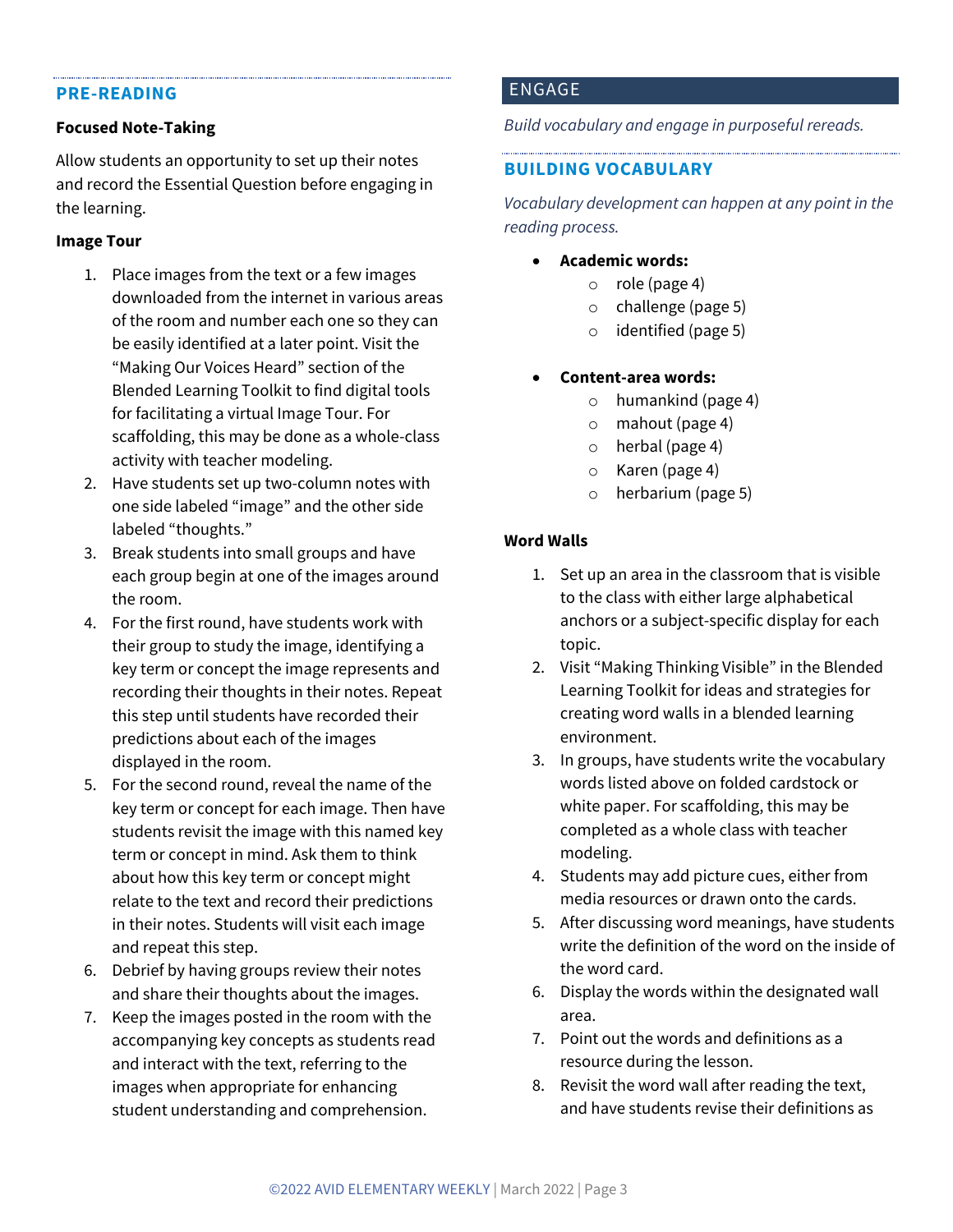## PRE-READING

**Focused Note-Taking**

Allow students an opportunity to set up their notes and record the Essential Question before engaging in the learning.

**Image Tour**

1. Place images from the text or a few images downloaded from the internet in various areas of the room and number each one so they can be easily identified at a later point. Visit the "Making Our Voices Heard" section of the Blended Learning Toolkit to find digital tools for facilitating a virtual Image Tour. For scaffolding, this may be done as a whole-class activity with teacher modeling.
2. Have students set up two-column notes with one side labeled "image" and the other side labeled "thoughts."
3. Break students into small groups and have each group begin at one of the images around the room.
4. For the first round, have students work with their group to study the image, identifying a key term or concept the image represents and recording their thoughts in their notes. Repeat this step until students have recorded their predictions about each of the images displayed in the room.
5. For the second round, reveal the name of the key term or concept for each image. Then have students revisit the image with this named key term or concept in mind. Ask them to think about how this key term or concept might relate to the text and record their predictions in their notes. Students will visit each image and repeat this step.
6. Debrief by having groups review their notes and share their thoughts about the images.
7. Keep the images posted in the room with the accompanying key concepts as students read and interact with the text, referring to the images when appropriate for enhancing student understanding and comprehension.

## ENGAGE

*Build vocabulary and engage in purposeful rereads.*

## BUILDING VOCABULARY

*Vocabulary development can happen at any point in the reading process.*

- **Academic words:**
  - role (page 4)
  - challenge (page 5)
  - identified (page 5)

- **Content-area words:**
  - humankind (page 4)
  - mahout (page 4)
  - herbal (page 4)
  - Karen (page 4)
  - herbarium (page 5)

**Word Walls**

1. Set up an area in the classroom that is visible to the class with either large alphabetical anchors or a subject-specific display for each topic.
2. Visit "Making Thinking Visible" in the Blended Learning Toolkit for ideas and strategies for creating word walls in a blended learning environment.
3. In groups, have students write the vocabulary words listed above on folded cardstock or white paper. For scaffolding, this may be completed as a whole class with teacher modeling.
4. Students may add picture cues, either from media resources or drawn onto the cards.
5. After discussing word meanings, have students write the definition of the word on the inside of the word card.
6. Display the words within the designated wall area.
7. Point out the words and definitions as a resource during the lesson.
8. Revisit the word wall after reading the text, and have students revise their definitions as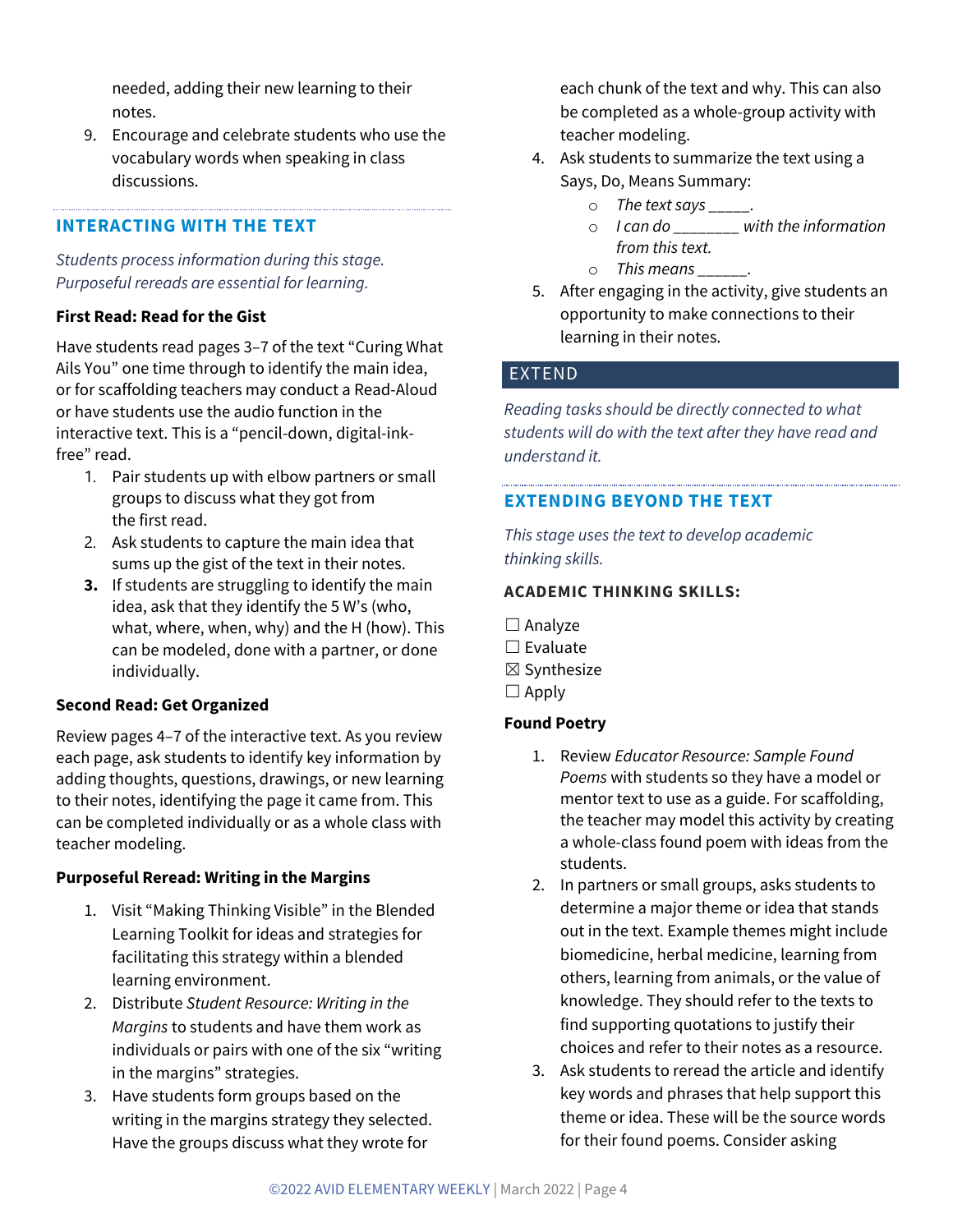needed, adding their new learning to their notes.

9. Encourage and celebrate students who use the vocabulary words when speaking in class discussions.

## INTERACTING WITH THE TEXT

*Students process information during this stage. Purposeful rereads are essential for learning.*

**First Read: Read for the Gist**

Have students read pages 3–7 of the text "Curing What Ails You" one time through to identify the main idea, or for scaffolding teachers may conduct a Read-Aloud or have students use the audio function in the interactive text. This is a "pencil-down, digital-ink-free" read.

1. Pair students up with elbow partners or small groups to discuss what they got from the first read.
2. Ask students to capture the main idea that sums up the gist of the text in their notes.
3. If students are struggling to identify the main idea, ask that they identify the 5 W's (who, what, where, when, why) and the H (how). This can be modeled, done with a partner, or done individually.

**Second Read: Get Organized**

Review pages 4–7 of the interactive text. As you review each page, ask students to identify key information by adding thoughts, questions, drawings, or new learning to their notes, identifying the page it came from. This can be completed individually or as a whole class with teacher modeling.

**Purposeful Reread: Writing in the Margins**

1. Visit "Making Thinking Visible" in the Blended Learning Toolkit for ideas and strategies for facilitating this strategy within a blended learning environment.
2. Distribute *Student Resource: Writing in the Margins* to students and have them work as individuals or pairs with one of the six "writing in the margins" strategies.
3. Have students form groups based on the writing in the margins strategy they selected. Have the groups discuss what they wrote for each chunk of the text and why. This can also be completed as a whole-group activity with teacher modeling.
4. Ask students to summarize the text using a Says, Do, Means Summary:
   - *The text says _____.*
   - *I can do ________ with the information from this text.*
   - *This means ______.*
5. After engaging in the activity, give students an opportunity to make connections to their learning in their notes.

# EXTEND

*Reading tasks should be directly connected to what students will do with the text after they have read and understand it.*

## EXTENDING BEYOND THE TEXT

*This stage uses the text to develop academic thinking skills.*

**ACADEMIC THINKING SKILLS:**

☐ Analyze
☐ Evaluate
☒ Synthesize
☐ Apply

**Found Poetry**

1. Review *Educator Resource: Sample Found Poems* with students so they have a model or mentor text to use as a guide. For scaffolding, the teacher may model this activity by creating a whole-class found poem with ideas from the students.
2. In partners or small groups, asks students to determine a major theme or idea that stands out in the text. Example themes might include biomedicine, herbal medicine, learning from others, learning from animals, or the value of knowledge. They should refer to the texts to find supporting quotations to justify their choices and refer to their notes as a resource.
3. Ask students to reread the article and identify key words and phrases that help support this theme or idea. These will be the source words for their found poems. Consider asking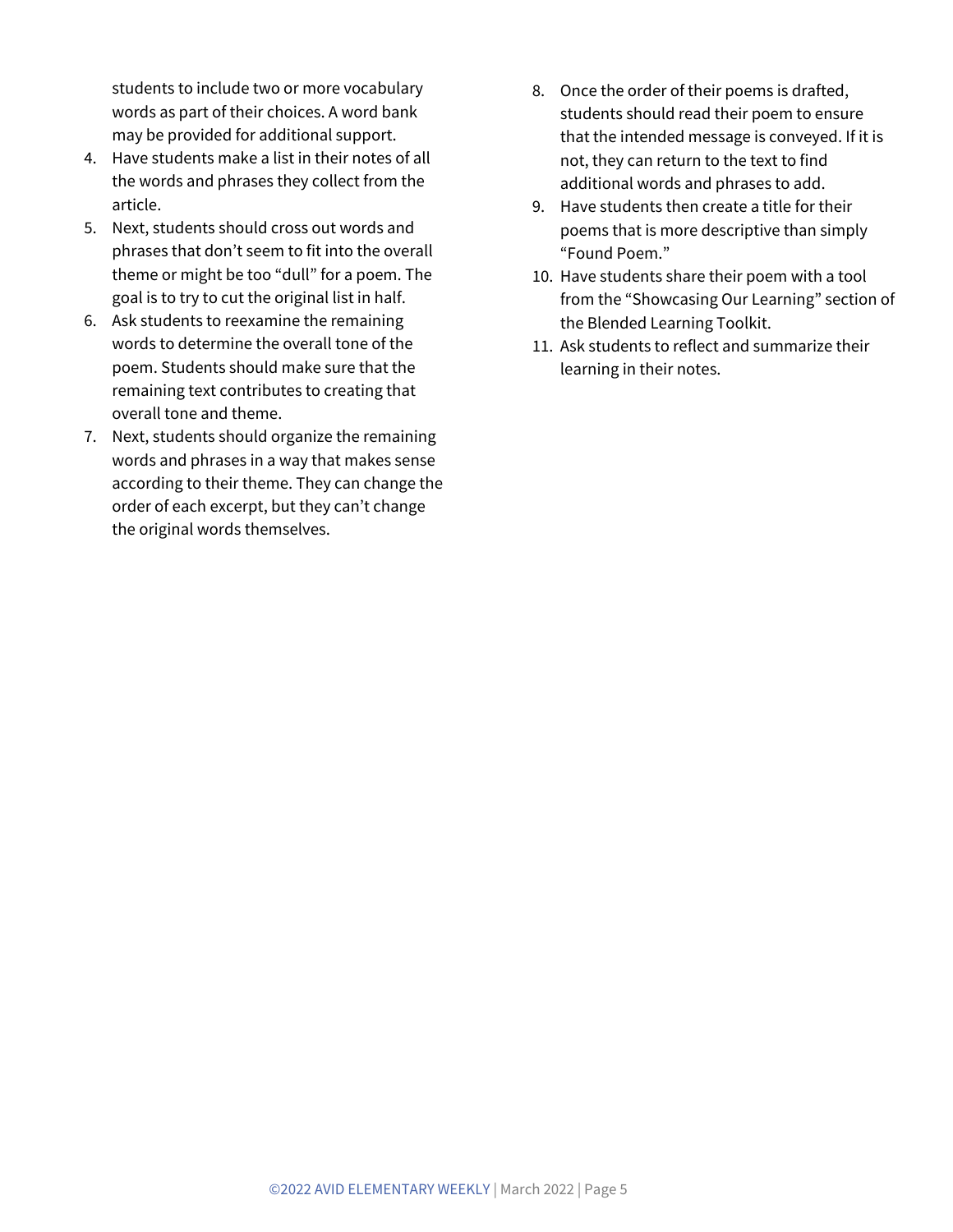students to include two or more vocabulary words as part of their choices. A word bank may be provided for additional support.

4. Have students make a list in their notes of all the words and phrases they collect from the article.
5. Next, students should cross out words and phrases that don't seem to fit into the overall theme or might be too "dull" for a poem. The goal is to try to cut the original list in half.
6. Ask students to reexamine the remaining words to determine the overall tone of the poem. Students should make sure that the remaining text contributes to creating that overall tone and theme.
7. Next, students should organize the remaining words and phrases in a way that makes sense according to their theme. They can change the order of each excerpt, but they can't change the original words themselves.
8. Once the order of their poems is drafted, students should read their poem to ensure that the intended message is conveyed. If it is not, they can return to the text to find additional words and phrases to add.
9. Have students then create a title for their poems that is more descriptive than simply "Found Poem."
10. Have students share their poem with a tool from the "Showcasing Our Learning" section of the Blended Learning Toolkit.
11. Ask students to reflect and summarize their learning in their notes.